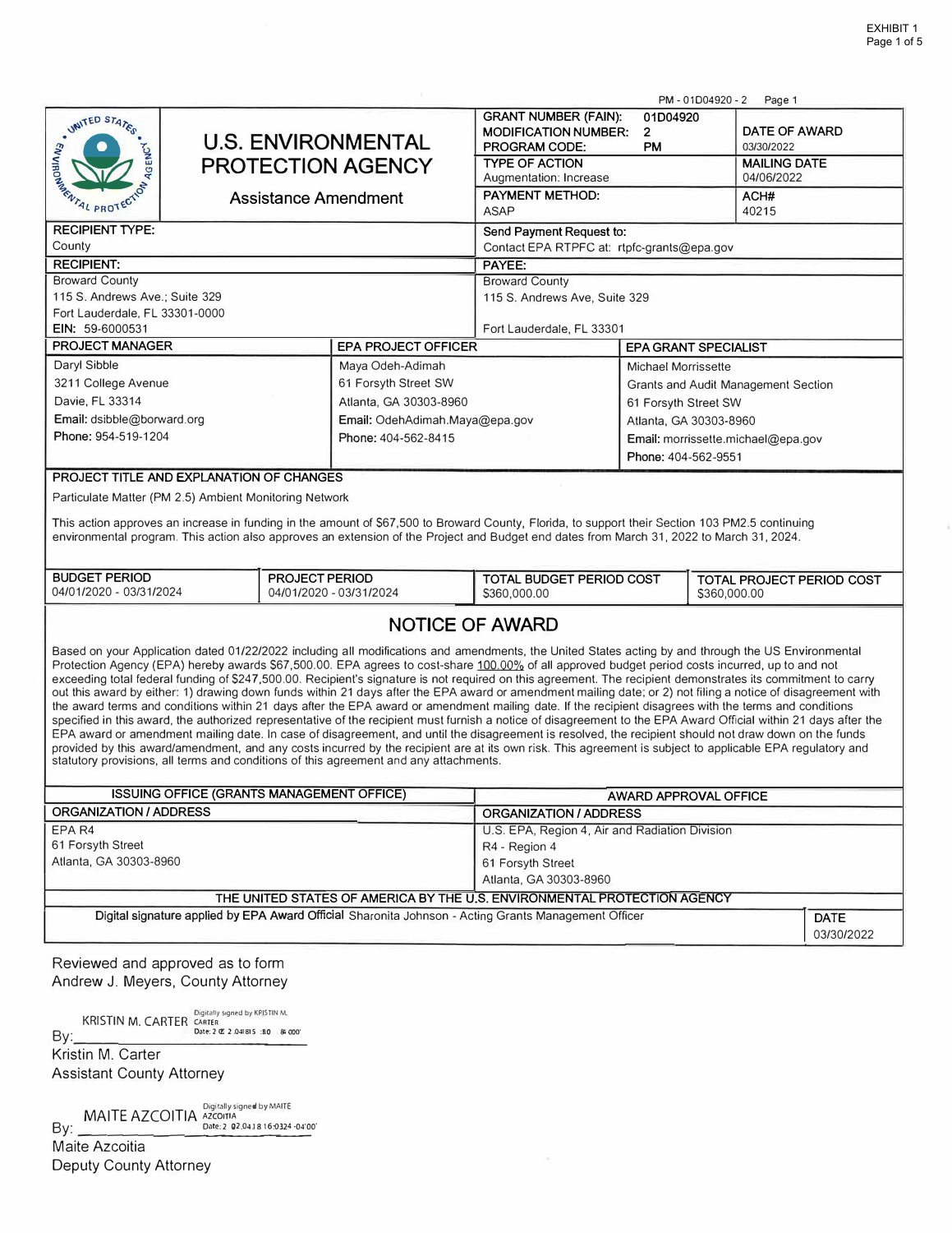EXHIBIT 1

PM - 01D04920 - 2 Page 1

# U.S. ENVIRONMENTAL PROTECTION AGENCY

## Assistance Amendment

| | | |
|---|---|---|
| **GRANT NUMBER (FAIN):** 01D04920<br>**MODIFICATION NUMBER:** 2<br>**PROGRAM CODE:** PM | | **DATE OF AWARD**<br>03/30/2022 |
| **TYPE OF ACTION**<br>Augmentation: Increase | | **MAILING DATE**<br>04/06/2022 |
| **PAYMENT METHOD:**<br>ASAP | | **ACH#**<br>40215 |

| **RECIPIENT TYPE:** | **Send Payment Request to:** |
|---|---|
| County | Contact EPA RTPFC at: rtpfc-grants@epa.gov |

| **RECIPIENT:** | **PAYEE:** |
|---|---|
| Broward County<br>115 S. Andrews Ave.; Suite 329<br>Fort Lauderdale, FL 33301-0000<br>**EIN:** 59-6000531 | Broward County<br>115 S. Andrews Ave, Suite 329<br><br>Fort Lauderdale, FL 33301 |

| **PROJECT MANAGER** | **EPA PROJECT OFFICER** | **EPA GRANT SPECIALIST** |
|---|---|---|
| Daryl Sibble<br>3211 College Avenue<br>Davie, FL 33314<br>**Email:** dsibble@borward.org<br>**Phone:** 954-519-1204 | Maya Odeh-Adimah<br>61 Forsyth Street SW<br>Atlanta, GA 30303-8960<br>**Email:** OdehAdimah.Maya@epa.gov<br>**Phone:** 404-562-8415 | Michael Morrissette<br>Grants and Audit Management Section<br>61 Forsyth Street SW<br>Atlanta, GA 30303-8960<br>**Email:** morrissette.michael@epa.gov<br>**Phone:** 404-562-9551 |

**PROJECT TITLE AND EXPLANATION OF CHANGES**

Particulate Matter (PM 2.5) Ambient Monitoring Network

This action approves an increase in funding in the amount of $67,500 to Broward County, Florida, to support their Section 103 PM2.5 continuing environmental program. This action also approves an extension of the Project and Budget end dates from March 31, 2022 to March 31, 2024.

| BUDGET PERIOD | PROJECT PERIOD | TOTAL BUDGET PERIOD COST | TOTAL PROJECT PERIOD COST |
|---|---|---|---|
| 04/01/2020 - 03/31/2024 | 04/01/2020 - 03/31/2024 | $360,000.00 | $360,000.00 |

## NOTICE OF AWARD

Based on your Application dated 01/22/2022 including all modifications and amendments, the United States acting by and through the US Environmental Protection Agency (EPA) hereby awards $67,500.00. EPA agrees to cost-share 100.00% of all approved budget period costs incurred, up to and not exceeding total federal funding of $247,500.00. Recipient's signature is not required on this agreement. The recipient demonstrates its commitment to carry out this award by either: 1) drawing down funds within 21 days after the EPA award or amendment mailing date; or 2) not filing a notice of disagreement with the award terms and conditions within 21 days after the EPA award or amendment mailing date. If the recipient disagrees with the terms and conditions specified in this award, the authorized representative of the recipient must furnish a notice of disagreement to the EPA Award Official within 21 days after the EPA award or amendment mailing date. In case of disagreement, and until the disagreement is resolved, the recipient should not draw down on the funds provided by this award/amendment, and any costs incurred by the recipient are at its own risk. This agreement is subject to applicable EPA regulatory and statutory provisions, all terms and conditions of this agreement and any attachments.

| ISSUING OFFICE (GRANTS MANAGEMENT OFFICE) | AWARD APPROVAL OFFICE |
|---|---|
| **ORGANIZATION / ADDRESS** | **ORGANIZATION / ADDRESS** |
| EPA R4<br>61 Forsyth Street<br>Atlanta, GA 30303-8960 | U.S. EPA, Region 4, Air and Radiation Division<br>R4 - Region 4<br>61 Forsyth Street<br>Atlanta, GA 30303-8960 |

**THE UNITED STATES OF AMERICA BY THE U.S. ENVIRONMENTAL PROTECTION AGENCY**

| Digital signature applied by EPA Award Official Sharonita Johnson - Acting Grants Management Officer | DATE<br>03/30/2022 |
|---|---|

Reviewed and approved as to form
Andrew J. Meyers, County Attorney

By: KRISTIN M. CARTER (Digitally signed by KRISTIN M. CARTER Date: 2022.04.18 15:30 -04'00')
Kristin M. Carter
Assistant County Attorney

By: MAITE AZCOITIA (Digitally signed by MAITE AZCOITIA Date: 2022.04.18 16:03:24 -04'00')
Maite Azcoitia
Deputy County Attorney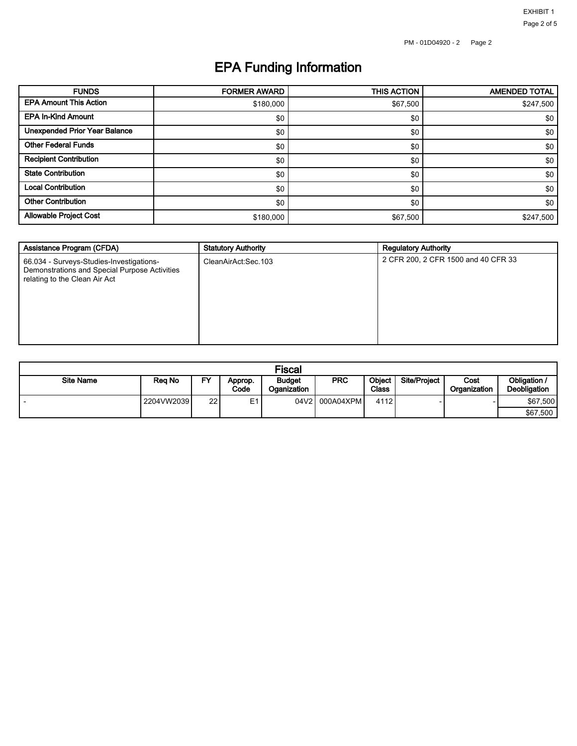PM - 01D04920 - 2

# EPA Funding Information

| FUNDS | FORMER AWARD | THIS ACTION | AMENDED TOTAL |
| --- | --- | --- | --- |
| EPA Amount This Action | $180,000 | $67,500 | $247,500 |
| EPA In-Kind Amount | $0 | $0 | $0 |
| Unexpended Prior Year Balance | $0 | $0 | $0 |
| Other Federal Funds | $0 | $0 | $0 |
| Recipient Contribution | $0 | $0 | $0 |
| State Contribution | $0 | $0 | $0 |
| Local Contribution | $0 | $0 | $0 |
| Other Contribution | $0 | $0 | $0 |
| Allowable Project Cost | $180,000 | $67,500 | $247,500 |

| Assistance Program (CFDA) | Statutory Authority | Regulatory Authority |
| --- | --- | --- |
| 66.034 - Surveys-Studies-Investigations-Demonstrations and Special Purpose Activities relating to the Clean Air Act | CleanAirAct:Sec.103 | 2 CFR 200, 2 CFR 1500 and 40 CFR 33 |

| Fiscal | | | | | | | | | |
| --- | --- | --- | --- | --- | --- | --- | --- | --- | --- |
| Site Name | Req No | FY | Approp. Code | Budget Oganization | PRC | Object Class | Site/Project | Cost Organization | Obligation / Deobligation |
| - | 2204VW2039 | 22 | E1 | 04V2 | 000A04XPM | 4112 | - | - | $67,500 |
| | | | | | | | | | $67,500 |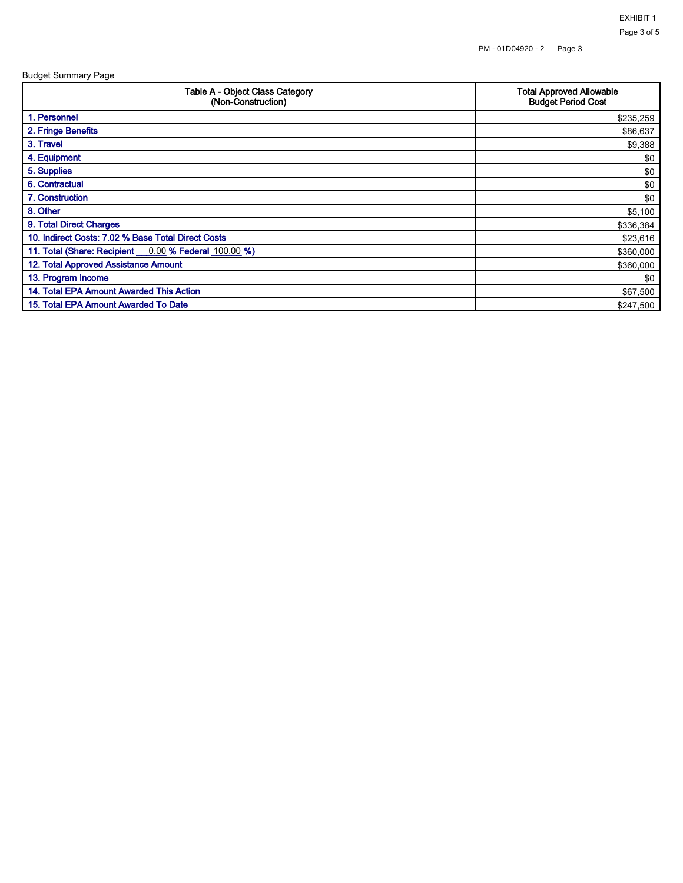Budget Summary Page

| Table A - Object Class Category (Non-Construction) | Total Approved Allowable Budget Period Cost |
|---|---|
| 1. Personnel | $235,259 |
| 2. Fringe Benefits | $86,637 |
| 3. Travel | $9,388 |
| 4. Equipment | $0 |
| 5. Supplies | $0 |
| 6. Contractual | $0 |
| 7. Construction | $0 |
| 8. Other | $5,100 |
| 9. Total Direct Charges | $336,384 |
| 10. Indirect Costs: 7.02 % Base Total Direct Costs | $23,616 |
| 11. Total (Share: Recipient 0.00 % Federal 100.00 %) | $360,000 |
| 12. Total Approved Assistance Amount | $360,000 |
| 13. Program Income | $0 |
| 14. Total EPA Amount Awarded This Action | $67,500 |
| 15. Total EPA Amount Awarded To Date | $247,500 |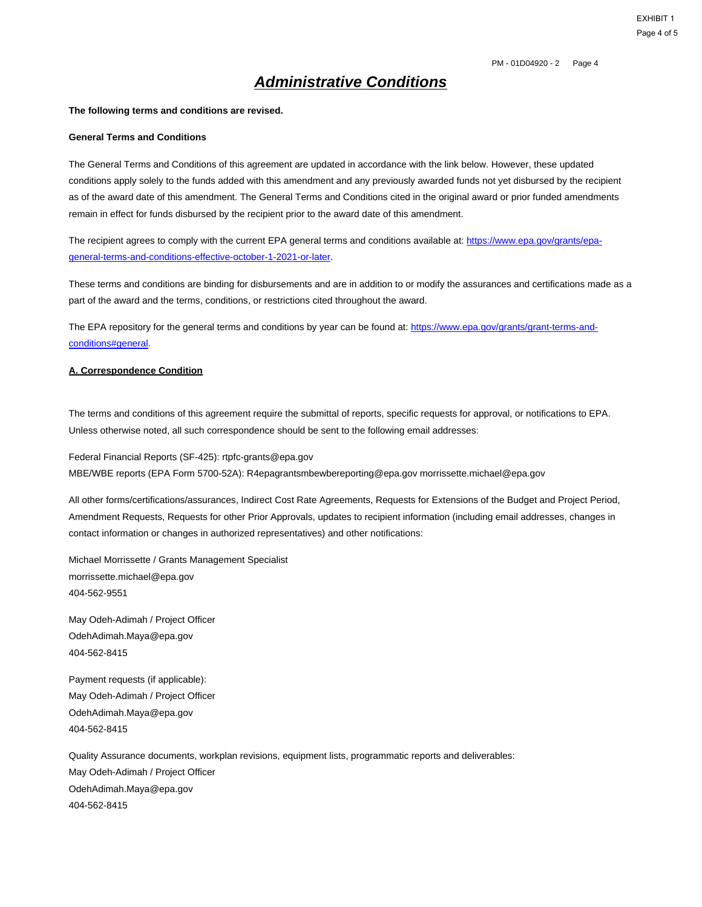# *Administrative Conditions*

**The following terms and conditions are revised.**

**General Terms and Conditions**

The General Terms and Conditions of this agreement are updated in accordance with the link below. However, these updated conditions apply solely to the funds added with this amendment and any previously awarded funds not yet disbursed by the recipient as of the award date of this amendment. The General Terms and Conditions cited in the original award or prior funded amendments remain in effect for funds disbursed by the recipient prior to the award date of this amendment.

The recipient agrees to comply with the current EPA general terms and conditions available at: https://www.epa.gov/grants/epa-general-terms-and-conditions-effective-october-1-2021-or-later.

These terms and conditions are binding for disbursements and are in addition to or modify the assurances and certifications made as a part of the award and the terms, conditions, or restrictions cited throughout the award.

The EPA repository for the general terms and conditions by year can be found at: https://www.epa.gov/grants/grant-terms-and-conditions#general.

**A. Correspondence Condition**

The terms and conditions of this agreement require the submittal of reports, specific requests for approval, or notifications to EPA. Unless otherwise noted, all such correspondence should be sent to the following email addresses:

Federal Financial Reports (SF-425): rtpfc-grants@epa.gov
MBE/WBE reports (EPA Form 5700-52A): R4epagrantsmbewbereporting@epa.gov morrissette.michael@epa.gov

All other forms/certifications/assurances, Indirect Cost Rate Agreements, Requests for Extensions of the Budget and Project Period, Amendment Requests, Requests for other Prior Approvals, updates to recipient information (including email addresses, changes in contact information or changes in authorized representatives) and other notifications:

Michael Morrissette / Grants Management Specialist
morrissette.michael@epa.gov
404-562-9551

May Odeh-Adimah / Project Officer
OdehAdimah.Maya@epa.gov
404-562-8415

Payment requests (if applicable):
May Odeh-Adimah / Project Officer
OdehAdimah.Maya@epa.gov
404-562-8415

Quality Assurance documents, workplan revisions, equipment lists, programmatic reports and deliverables:
May Odeh-Adimah / Project Officer
OdehAdimah.Maya@epa.gov
404-562-8415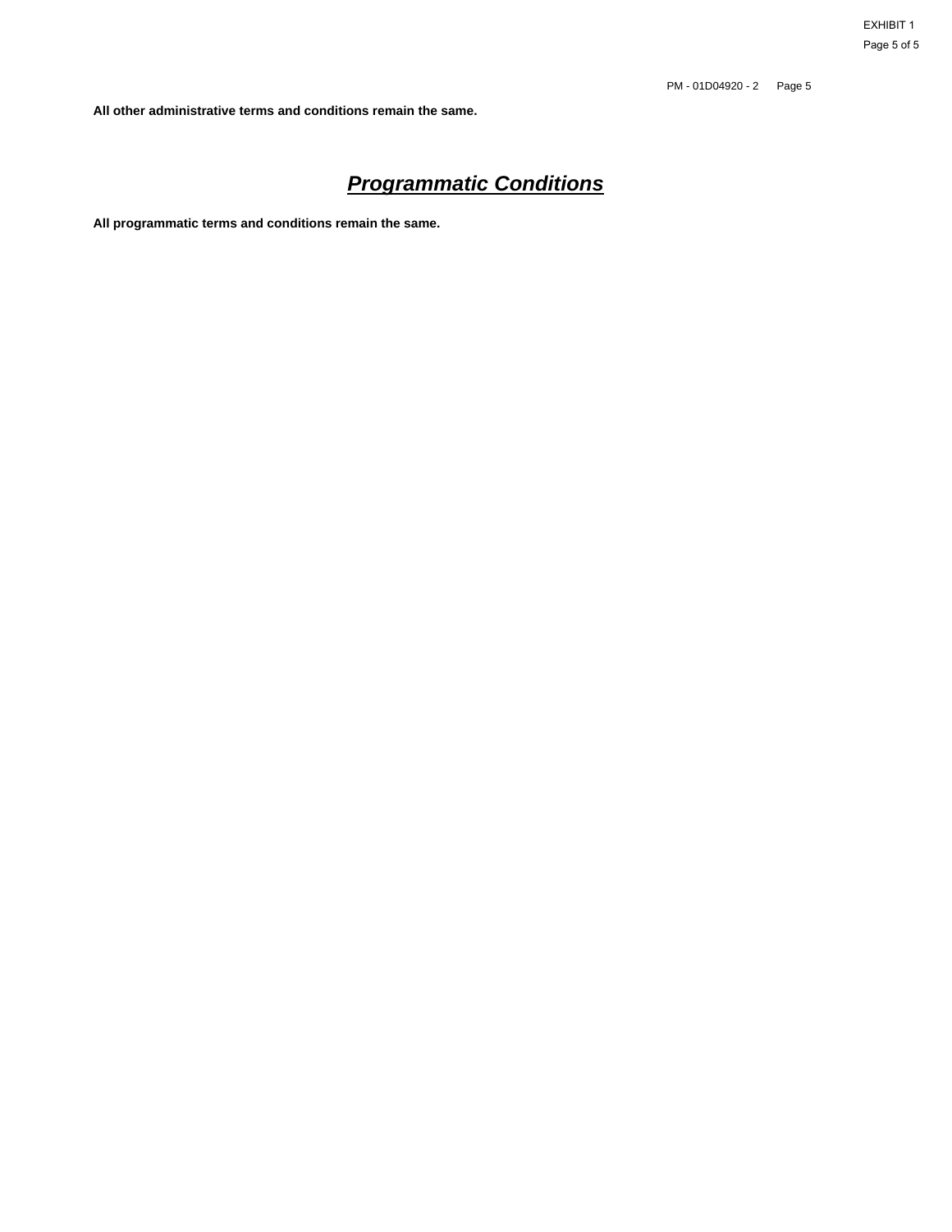**All other administrative terms and conditions remain the same.**

## ***Programmatic Conditions***

**All programmatic terms and conditions remain the same.**